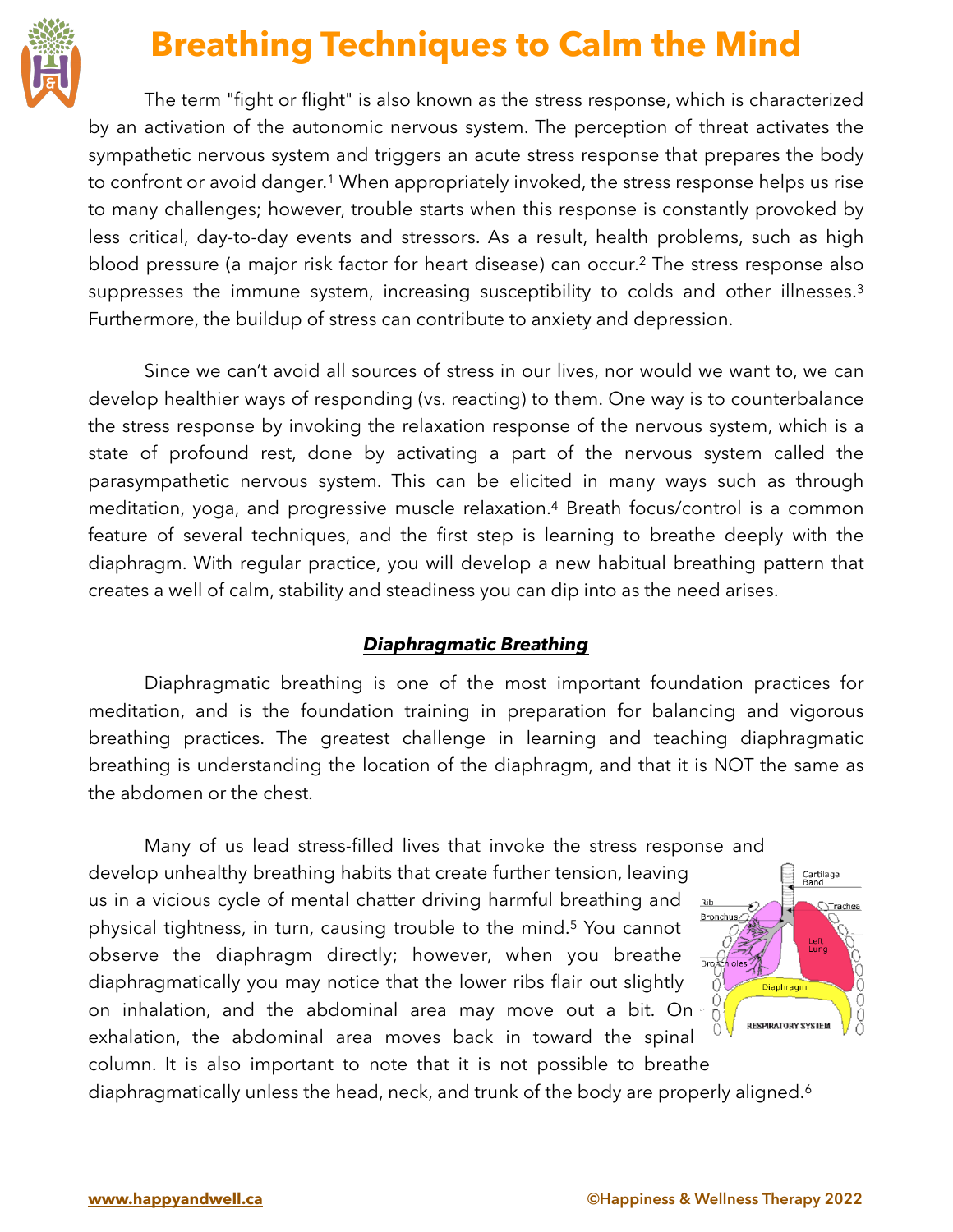# Breathing Techniques to Calm the Mind

The term "fight or flight" is also known as the stress response, which is characterized by an activation of the autonomic nervous system. The perception of threat activates the sympathetic nervous system and triggers an acute stress response that prepares the body to confront or avoid danger.[1] When appropriately invoked, the stress response helps us rise to many challenges; however, trouble starts when this response is constantly provoked by less critical, day-to-day events and stressors. As a result, health problems, such as high blood pressure (a major risk factor for heart disease) can occur.[2] The stress response also suppresses the immune system, increasing susceptibility to colds and other illnesses.[3] Furthermore, the buildup of stress can contribute to anxiety and depression.

Since we can't avoid all sources of stress in our lives, nor would we want to, we can develop healthier ways of responding (vs. reacting) to them. One way is to counterbalance the stress response by invoking the relaxation response of the nervous system, which is a state of profound rest, done by activating a part of the nervous system called the parasympathetic nervous system. This can be elicited in many ways such as through meditation, yoga, and progressive muscle relaxation.[4] Breath focus/control is a common feature of several techniques, and the first step is learning to breathe deeply with the diaphragm. With regular practice, you will develop a new habitual breathing pattern that creates a well of calm, stability and steadiness you can dip into as the need arises.

## ***Diaphragmatic Breathing***

Diaphragmatic breathing is one of the most important foundation practices for meditation, and is the foundation training in preparation for balancing and vigorous breathing practices. The greatest challenge in learning and teaching diaphragmatic breathing is understanding the location of the diaphragm, and that it is NOT the same as the abdomen or the chest.

Many of us lead stress-filled lives that invoke the stress response and develop unhealthy breathing habits that create further tension, leaving us in a vicious cycle of mental chatter driving harmful breathing and physical tightness, in turn, causing trouble to the mind.[5] You cannot observe the diaphragm directly; however, when you breathe diaphragmatically you may notice that the lower ribs flair out slightly on inhalation, and the abdominal area may move out a bit. On exhalation, the abdominal area moves back in toward the spinal column. It is also important to note that it is not possible to breathe diaphragmatically unless the head, neck, and trunk of the body are properly aligned.[6]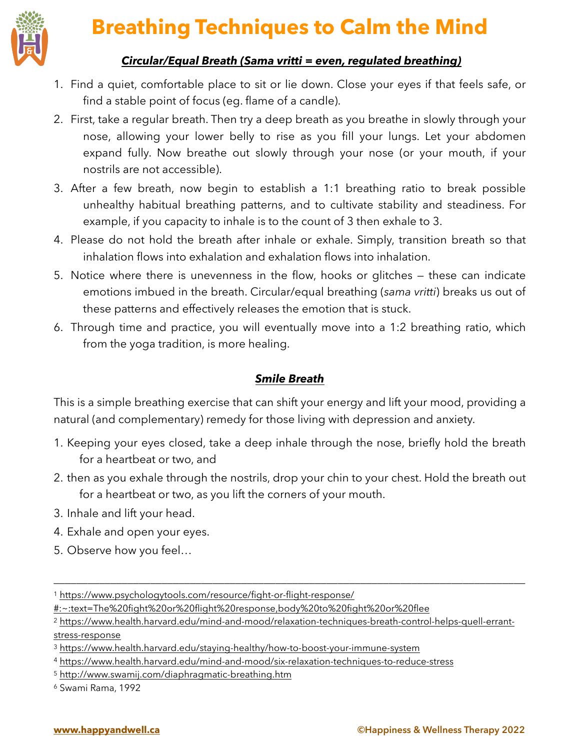# Breathing Techniques to Calm the Mind

## *Circular/Equal Breath (Sama vritti = even, regulated breathing)*

1. Find a quiet, comfortable place to sit or lie down. Close your eyes if that feels safe, or find a stable point of focus (eg. flame of a candle).
2. First, take a regular breath. Then try a deep breath as you breathe in slowly through your nose, allowing your lower belly to rise as you fill your lungs. Let your abdomen expand fully. Now breathe out slowly through your nose (or your mouth, if your nostrils are not accessible).
3. After a few breath, now begin to establish a 1:1 breathing ratio to break possible unhealthy habitual breathing patterns, and to cultivate stability and steadiness. For example, if you capacity to inhale is to the count of 3 then exhale to 3.
4. Please do not hold the breath after inhale or exhale. Simply, transition breath so that inhalation flows into exhalation and exhalation flows into inhalation.
5. Notice where there is unevenness in the flow, hooks or glitches — these can indicate emotions imbued in the breath. Circular/equal breathing (*sama vritti*) breaks us out of these patterns and effectively releases the emotion that is stuck.
6. Through time and practice, you will eventually move into a 1:2 breathing ratio, which from the yoga tradition, is more healing.

## *Smile Breath*

This is a simple breathing exercise that can shift your energy and lift your mood, providing a natural (and complementary) remedy for those living with depression and anxiety.

1. Keeping your eyes closed, take a deep inhale through the nose, briefly hold the breath for a heartbeat or two, and
2. then as you exhale through the nostrils, drop your chin to your chest. Hold the breath out for a heartbeat or two, as you lift the corners of your mouth.
3. Inhale and lift your head.
4. Exhale and open your eyes.
5. Observe how you feel…

---

[1] https://www.psychologytools.com/resource/fight-or-flight-response/#:~:text=The%20fight%20or%20flight%20response,body%20to%20fight%20or%20flee

[2] https://www.health.harvard.edu/mind-and-mood/relaxation-techniques-breath-control-helps-quell-errant-stress-response

[3] https://www.health.harvard.edu/staying-healthy/how-to-boost-your-immune-system

[4] https://www.health.harvard.edu/mind-and-mood/six-relaxation-techniques-to-reduce-stress

[5] http://www.swamij.com/diaphragmatic-breathing.htm

[6] Swami Rama, 1992

www.happyandwell.ca

©Happiness & Wellness Therapy 2022